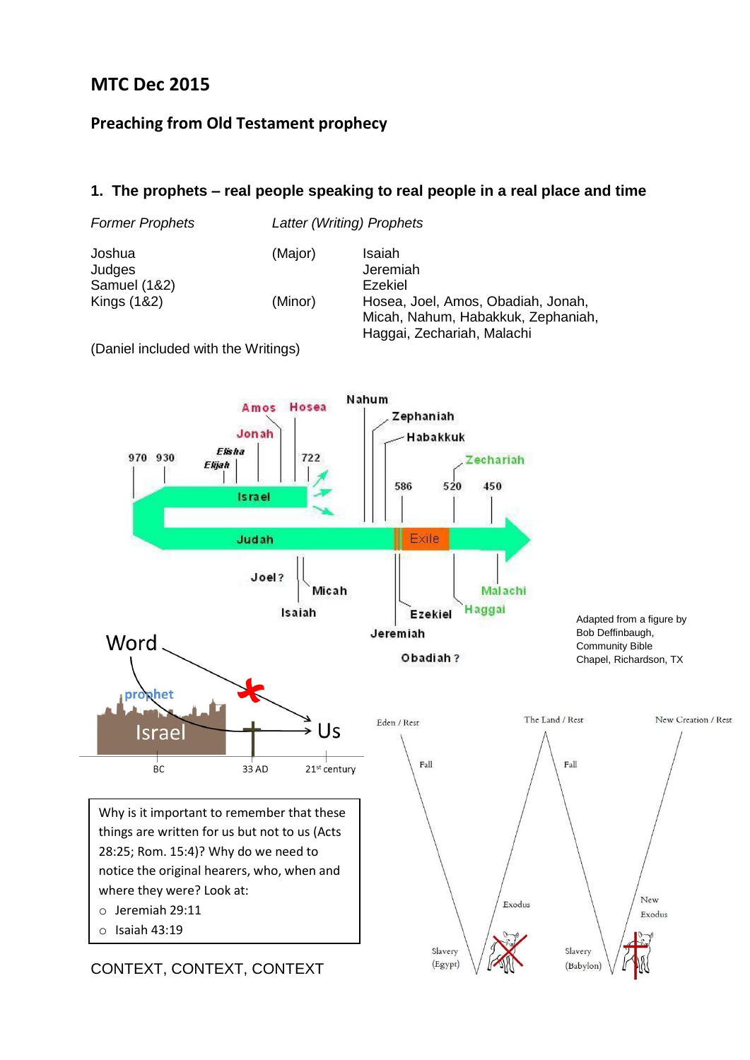# MTC Dec 2015

## Preaching from Old Testament prophecy

### 1. The prophets – real people speaking to real people in a real place and time

| *Former Prophets* | *Latter (Writing) Prophets* | |
|---|---|---|
| Joshua | (Major) | Isaiah |
| Judges | | Jeremiah |
| Samuel (1&2) | | Ezekiel |
| Kings (1&2) | (Minor) | Hosea, Joel, Amos, Obadiah, Jonah, Micah, Nahum, Habakkuk, Zephaniah, Haggai, Zechariah, Malachi |

(Daniel included with the Writings)

Adapted from a figure by Bob Deffinbaugh, Community Bible Chapel, Richardson, TX

> Why is it important to remember that these things are written for us but not to us (Acts 28:25; Rom. 15:4)? Why do we need to notice the original hearers, who, when and where they were? Look at:
>
> - Jeremiah 29:11
> - Isaiah 43:19

CONTEXT, CONTEXT, CONTEXT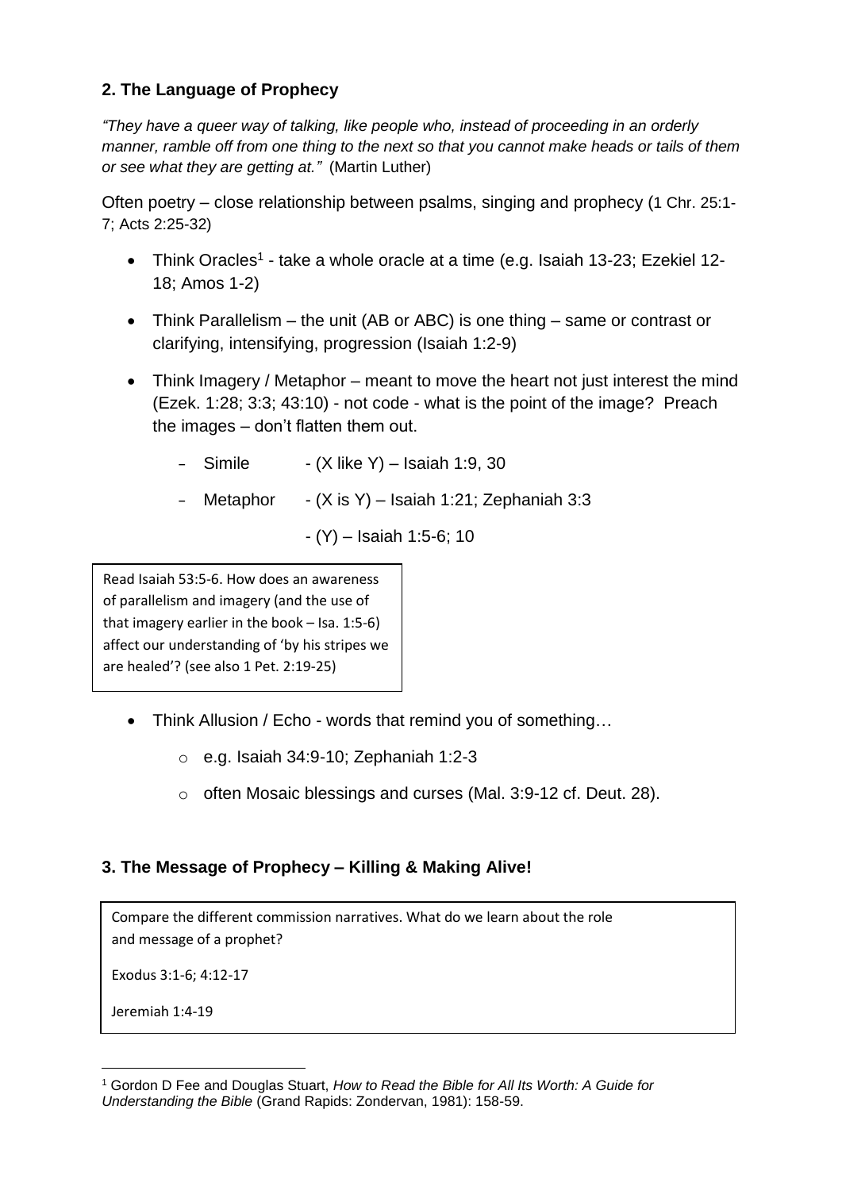## 2. The Language of Prophecy

*"They have a queer way of talking, like people who, instead of proceeding in an orderly manner, ramble off from one thing to the next so that you cannot make heads or tails of them or see what they are getting at."* (Martin Luther)

Often poetry – close relationship between psalms, singing and prophecy (1 Chr. 25:1-7; Acts 2:25-32)

- Think Oracles[1] - take a whole oracle at a time (e.g. Isaiah 13-23; Ezekiel 12-18; Amos 1-2)
- Think Parallelism – the unit (AB or ABC) is one thing – same or contrast or clarifying, intensifying, progression (Isaiah 1:2-9)
- Think Imagery / Metaphor – meant to move the heart not just interest the mind (Ezek. 1:28; 3:3; 43:10) - not code - what is the point of the image? Preach the images – don't flatten them out.
  - Simile - (X like Y) – Isaiah 1:9, 30
  - Metaphor - (X is Y) – Isaiah 1:21; Zephaniah 3:3
    - (Y) – Isaiah 1:5-6; 10

> Read Isaiah 53:5-6. How does an awareness of parallelism and imagery (and the use of that imagery earlier in the book – Isa. 1:5-6) affect our understanding of 'by his stripes we are healed'? (see also 1 Pet. 2:19-25)

- Think Allusion / Echo - words that remind you of something…
  - e.g. Isaiah 34:9-10; Zephaniah 1:2-3
  - often Mosaic blessings and curses (Mal. 3:9-12 cf. Deut. 28).

## 3. The Message of Prophecy – Killing & Making Alive!

> Compare the different commission narratives. What do we learn about the role and message of a prophet?
>
> Exodus 3:1-6; 4:12-17
>
> Jeremiah 1:4-19

[1] Gordon D Fee and Douglas Stuart, *How to Read the Bible for All Its Worth: A Guide for Understanding the Bible* (Grand Rapids: Zondervan, 1981): 158-59.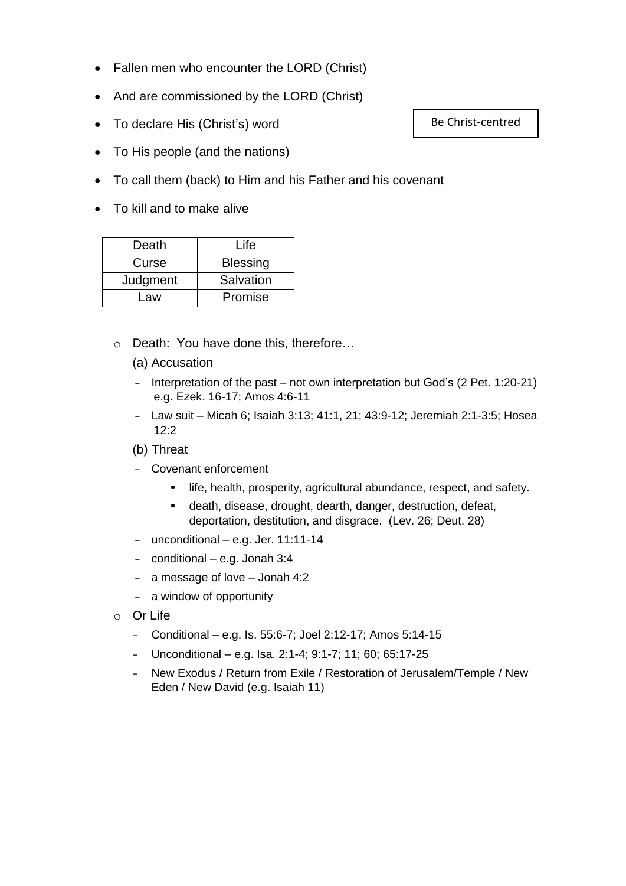- Fallen men who encounter the LORD (Christ)
- And are commissioned by the LORD (Christ)
- To declare His (Christ's) word

Be Christ-centred

- To His people (and the nations)
- To call them (back) to Him and his Father and his covenant
- To kill and to make alive

| Death | Life |
| --- | --- |
| Curse | Blessing |
| Judgment | Salvation |
| Law | Promise |

  - Death: You have done this, therefore…
    
    (a) Accusation
    
    - Interpretation of the past – not own interpretation but God's (2 Pet. 1:20-21) e.g. Ezek. 16-17; Amos 4:6-11
    - Law suit – Micah 6; Isaiah 3:13; 41:1, 21; 43:9-12; Jeremiah 2:1-3:5; Hosea 12:2
    
    (b) Threat
    
    - Covenant enforcement
      - life, health, prosperity, agricultural abundance, respect, and safety.
      - death, disease, drought, dearth, danger, destruction, defeat, deportation, destitution, and disgrace. (Lev. 26; Deut. 28)
    - unconditional – e.g. Jer. 11:11-14
    - conditional – e.g. Jonah 3:4
    - a message of love – Jonah 4:2
    - a window of opportunity
  - Or Life
    - Conditional – e.g. Is. 55:6-7; Joel 2:12-17; Amos 5:14-15
    - Unconditional – e.g. Isa. 2:1-4; 9:1-7; 11; 60; 65:17-25
    - New Exodus / Return from Exile / Restoration of Jerusalem/Temple / New Eden / New David (e.g. Isaiah 11)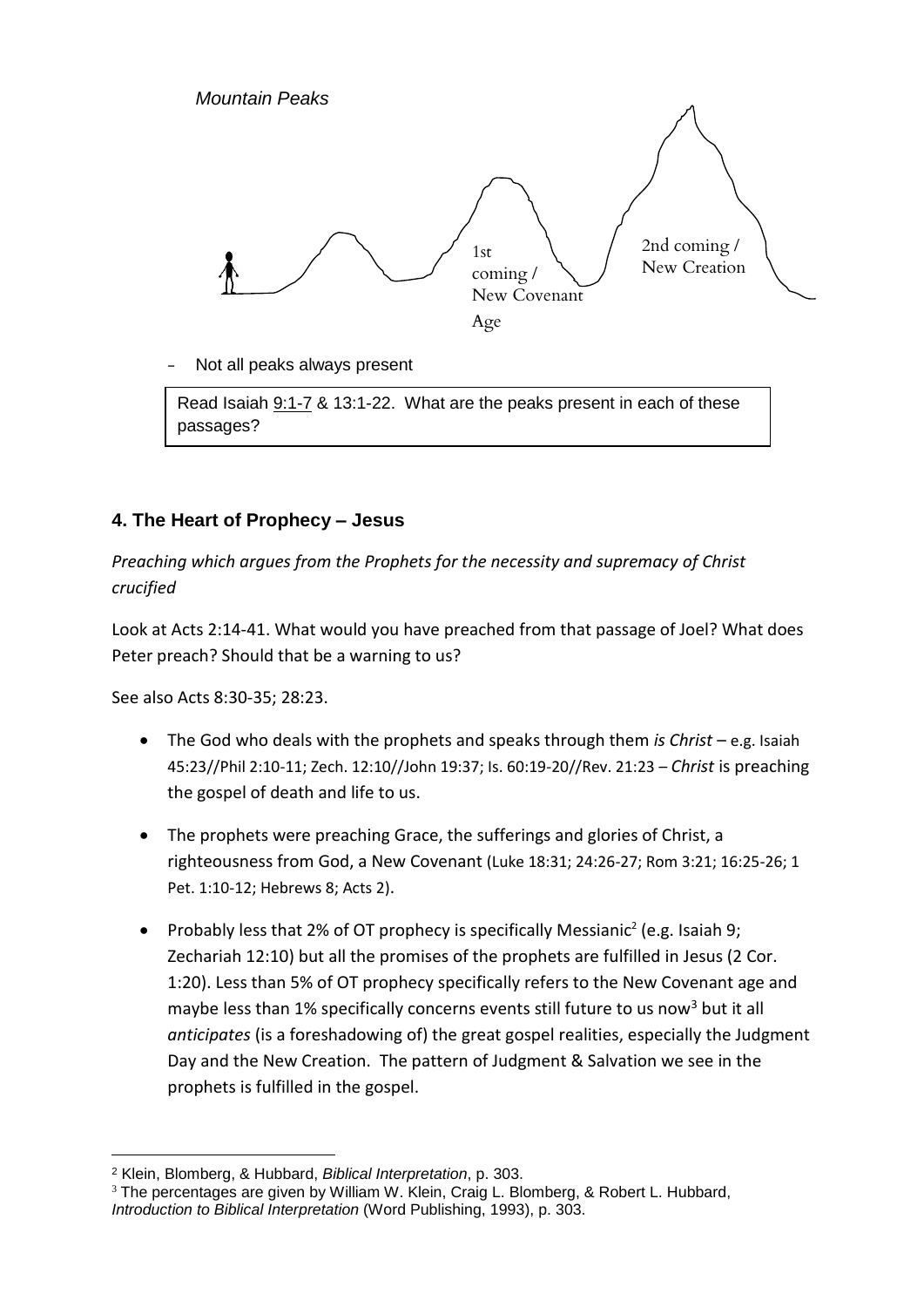*Mountain Peaks*

1st coming / New Covenant Age

2nd coming / New Creation

- Not all peaks always present

> Read Isaiah 9:1-7 & 13:1-22. What are the peaks present in each of these passages?

### 4. The Heart of Prophecy – Jesus

*Preaching which argues from the Prophets for the necessity and supremacy of Christ crucified*

Look at Acts 2:14-41. What would you have preached from that passage of Joel? What does Peter preach? Should that be a warning to us?

See also Acts 8:30-35; 28:23.

- The God who deals with the prophets and speaks through them *is Christ* – e.g. Isaiah 45:23//Phil 2:10-11; Zech. 12:10//John 19:37; Is. 60:19-20//Rev. 21:23 – *Christ* is preaching the gospel of death and life to us.
- The prophets were preaching Grace, the sufferings and glories of Christ, a righteousness from God, a New Covenant (Luke 18:31; 24:26-27; Rom 3:21; 16:25-26; 1 Pet. 1:10-12; Hebrews 8; Acts 2).
- Probably less that 2% of OT prophecy is specifically Messianic[2] (e.g. Isaiah 9; Zechariah 12:10) but all the promises of the prophets are fulfilled in Jesus (2 Cor. 1:20). Less than 5% of OT prophecy specifically refers to the New Covenant age and maybe less than 1% specifically concerns events still future to us now[3] but it all *anticipates* (is a foreshadowing of) the great gospel realities, especially the Judgment Day and the New Creation. The pattern of Judgment & Salvation we see in the prophets is fulfilled in the gospel.

---

[2] Klein, Blomberg, & Hubbard, *Biblical Interpretation*, p. 303.

[3] The percentages are given by William W. Klein, Craig L. Blomberg, & Robert L. Hubbard, *Introduction to Biblical Interpretation* (Word Publishing, 1993), p. 303.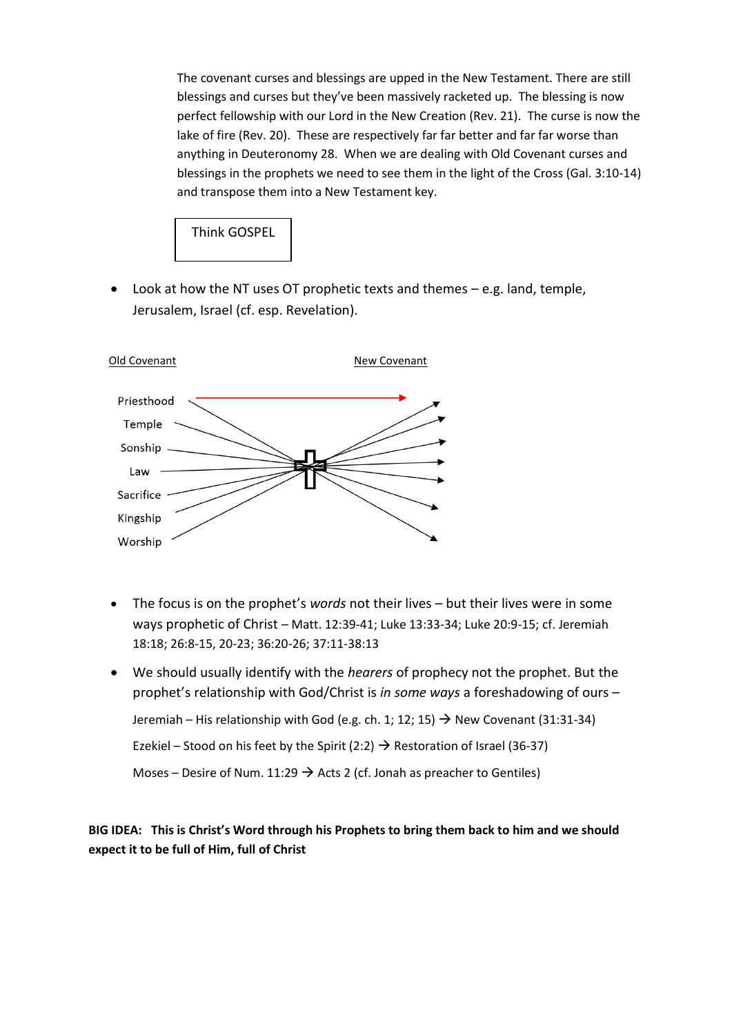The covenant curses and blessings are upped in the New Testament. There are still blessings and curses but they've been massively racketed up. The blessing is now perfect fellowship with our Lord in the New Creation (Rev. 21). The curse is now the lake of fire (Rev. 20). These are respectively far far better and far far worse than anything in Deuteronomy 28. When we are dealing with Old Covenant curses and blessings in the prophets we need to see them in the light of the Cross (Gal. 3:10-14) and transpose them into a New Testament key.

Think GOSPEL

- Look at how the NT uses OT prophetic texts and themes – e.g. land, temple, Jerusalem, Israel (cf. esp. Revelation).

Old Covenant

New Covenant

Priesthood

Temple

Sonship

Law

Sacrifice

Kingship

Worship

- The focus is on the prophet's *words* not their lives – but their lives were in some ways prophetic of Christ – Matt. 12:39-41; Luke 13:33-34; Luke 20:9-15; cf. Jeremiah 18:18; 26:8-15, 20-23; 36:20-26; 37:11-38:13
- We should usually identify with the *hearers* of prophecy not the prophet. But the prophet's relationship with God/Christ is *in some ways* a foreshadowing of ours –

  Jeremiah – His relationship with God (e.g. ch. 1; 12; 15) → New Covenant (31:31-34)

  Ezekiel – Stood on his feet by the Spirit (2:2) → Restoration of Israel (36-37)

  Moses – Desire of Num. 11:29 → Acts 2 (cf. Jonah as preacher to Gentiles)

**BIG IDEA: This is Christ's Word through his Prophets to bring them back to him and we should expect it to be full of Him, full of Christ**